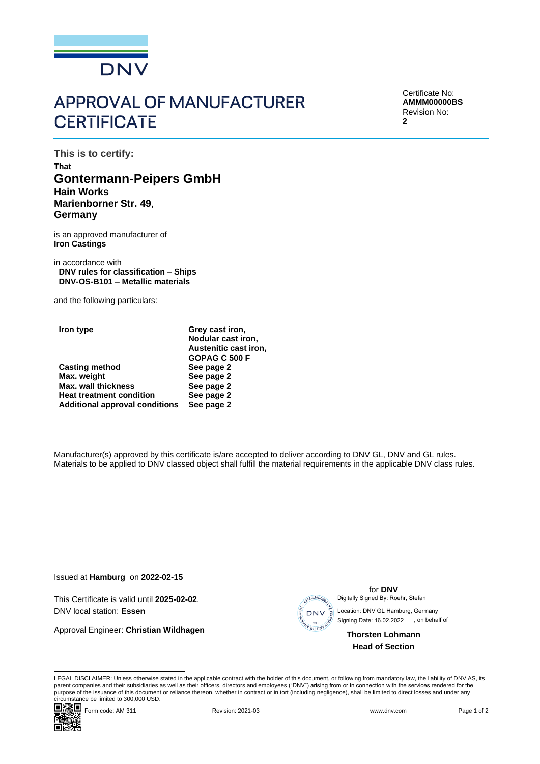DNV

# APPROVAL OF MANUFACTURER CERTIFICATE

Certificate No:
**AMMM00000BS**
Revision No:
**2**

## This is to certify:

**That**

### Gontermann-Peipers GmbH
**Hain Works**
**Marienborner Str. 49**,
**Germany**

is an approved manufacturer of
**Iron Castings**

in accordance with
**DNV rules for classification – Ships**
**DNV-OS-B101 – Metallic materials**

and the following particulars:

| | |
|---|---|
| **Iron type** | **Grey cast iron, Nodular cast iron, Austenitic cast iron, GOPAG C 500 F** |
| **Casting method** | **See page 2** |
| **Max. weight** | **See page 2** |
| **Max. wall thickness** | **See page 2** |
| **Heat treatment condition** | **See page 2** |
| **Additional approval conditions** | **See page 2** |

Manufacturer(s) approved by this certificate is/are accepted to deliver according to DNV GL, DNV and GL rules. Materials to be applied to DNV classed object shall fulfill the material requirements in the applicable DNV class rules.

Issued at **Hamburg** on **2022-02-15**

This Certificate is valid until **2025-02-02**.
DNV local station: **Essen**

Approval Engineer: **Christian Wildhagen**

for **DNV**
Digitally Signed By: Roehr, Stefan
Location: DNV GL Hamburg, Germany
Signing Date: 16.02.2022 , on behalf of

**Thorsten Lohmann**
**Head of Section**

LEGAL DISCLAIMER: Unless otherwise stated in the applicable contract with the holder of this document, or following from mandatory law, the liability of DNV AS, its parent companies and their subsidiaries as well as their officers, directors and employees ("DNV") arising from or in connection with the services rendered for the purpose of the issuance of this document or reliance thereon, whether in contract or in tort (including negligence), shall be limited to direct losses and under any circumstance be limited to 300,000 USD.

Form code: AM 311 Revision: 2021-03 www.dnv.com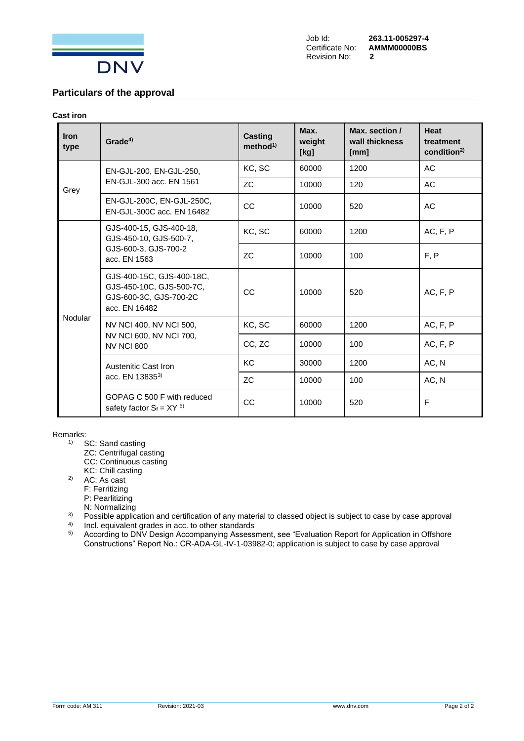Job Id: **263.11-005297-4**
Certificate No: **AMMM00000BS**
Revision No: **2**

## Particulars of the approval

**Cast iron**

| Iron type | Grade[4] | Casting method[1] | Max. weight [kg] | Max. section / wall thickness [mm] | Heat treatment condition[2] |
|---|---|---|---|---|---|
| Grey | EN-GJL-200, EN-GJL-250, EN-GJL-300 acc. EN 1561 | KC, SC | 60000 | 1200 | AC |
| | | ZC | 10000 | 120 | AC |
| | EN-GJL-200C, EN-GJL-250C, EN-GJL-300C acc. EN 16482 | CC | 10000 | 520 | AC |
| Nodular | GJS-400-15, GJS-400-18, GJS-450-10, GJS-500-7, GJS-600-3, GJS-700-2 acc. EN 1563 | KC, SC | 60000 | 1200 | AC, F, P |
| | | ZC | 10000 | 100 | F, P |
| | GJS-400-15C, GJS-400-18C, GJS-450-10C, GJS-500-7C, GJS-600-3C, GJS-700-2C acc. EN 16482 | CC | 10000 | 520 | AC, F, P |
| | NV NCI 400, NV NCI 500, NV NCI 600, NV NCI 700, NV NCI 800 | KC, SC | 60000 | 1200 | AC, F, P |
| | | CC, ZC | 10000 | 100 | AC, F, P |
| | Austenitic Cast Iron acc. EN 13835[3] | KC | 30000 | 1200 | AC, N |
| | | ZC | 10000 | 100 | AC, N |
| | GOPAG C 500 F with reduced safety factor $S_f$ = XY [5] | CC | 10000 | 520 | F |

Remarks:

1) SC: Sand casting
   ZC: Centrifugal casting
   CC: Continuous casting
   KC: Chill casting
2) AC: As cast
   F: Ferritizing
   P: Pearlitizing
   N: Normalizing
3) Possible application and certification of any material to classed object is subject to case by case approval
4) Incl. equivalent grades in acc. to other standards
5) According to DNV Design Accompanying Assessment, see "Evaluation Report for Application in Offshore Constructions" Report No.: CR-ADA-GL-IV-1-03982-0; application is subject to case by case approval

Form code: AM 311 Revision: 2021-03 www.dnv.com